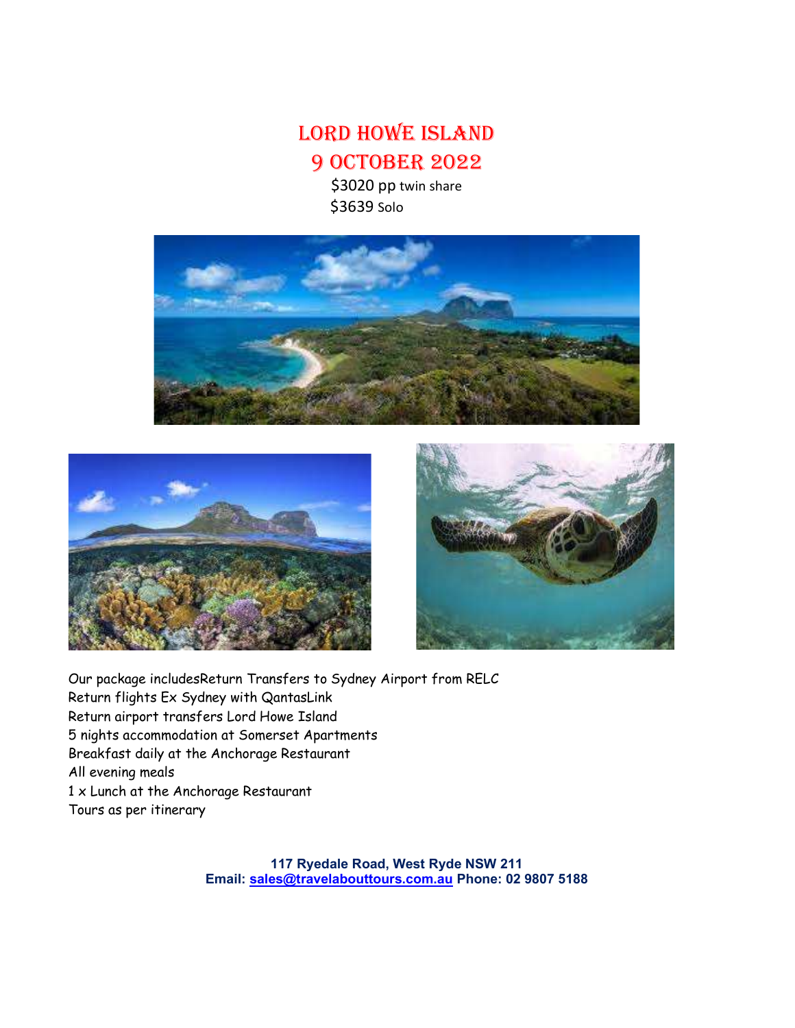# LORD HOWE ISLAND
# 9 OCTOBER 2022

$3020 pp twin share
$3639 Solo

Our package includesReturn Transfers to Sydney Airport from RELC
Return flights Ex Sydney with QantasLink
Return airport transfers Lord Howe Island
5 nights accommodation at Somerset Apartments
Breakfast daily at the Anchorage Restaurant
All evening meals
1 x Lunch at the Anchorage Restaurant
Tours as per itinerary

**117 Ryedale Road, West Ryde NSW 211**
**Email: sales@travelabouttours.com.au Phone: 02 9807 5188**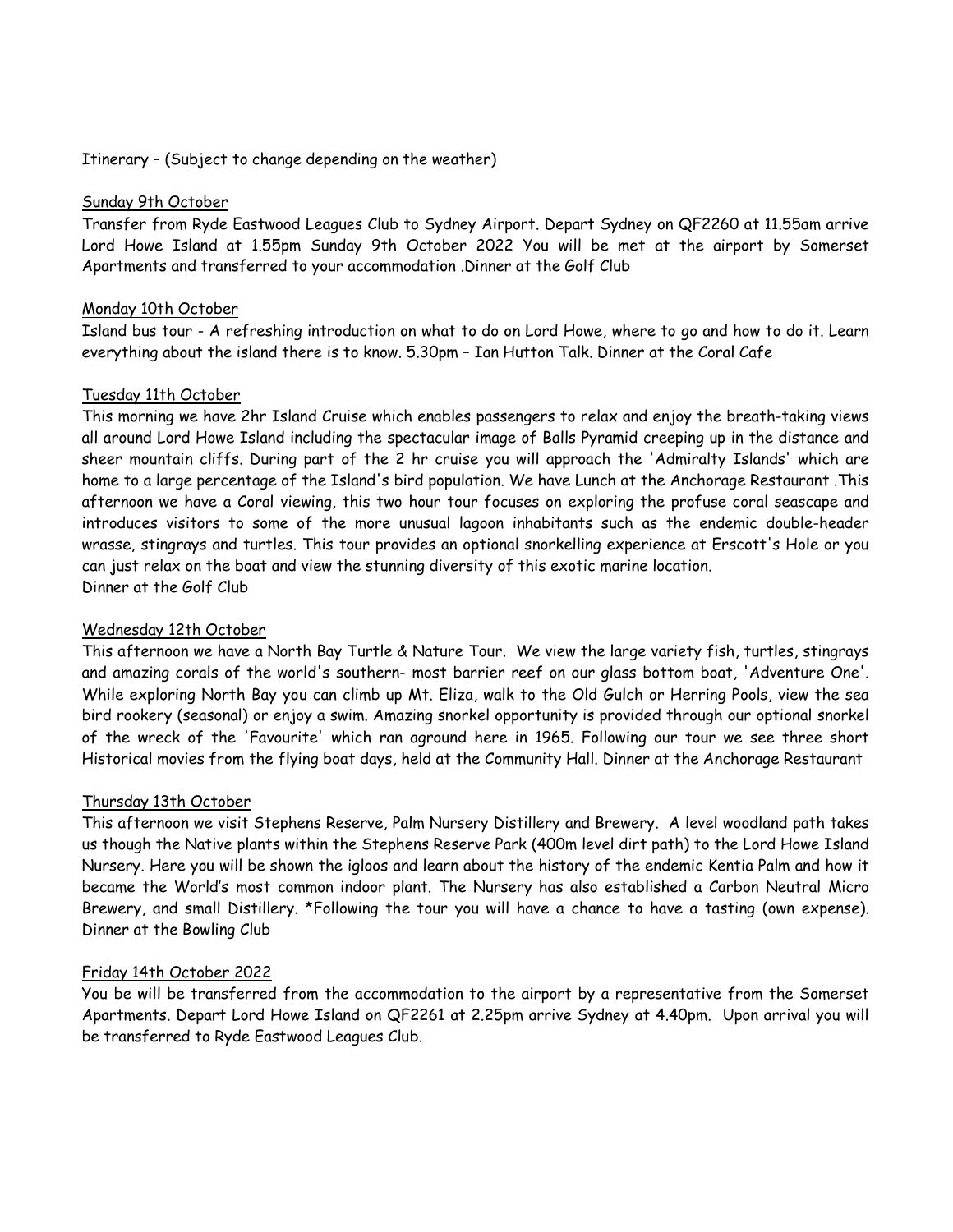Itinerary – (Subject to change depending on the weather)

Sunday 9th October

Transfer from Ryde Eastwood Leagues Club to Sydney Airport. Depart Sydney on QF2260 at 11.55am arrive Lord Howe Island at 1.55pm Sunday 9th October 2022 You will be met at the airport by Somerset Apartments and transferred to your accommodation .Dinner at the Golf Club

Monday 10th October

Island bus tour - A refreshing introduction on what to do on Lord Howe, where to go and how to do it. Learn everything about the island there is to know. 5.30pm – Ian Hutton Talk. Dinner at the Coral Cafe

Tuesday 11th October

This morning we have 2hr Island Cruise which enables passengers to relax and enjoy the breath-taking views all around Lord Howe Island including the spectacular image of Balls Pyramid creeping up in the distance and sheer mountain cliffs. During part of the 2 hr cruise you will approach the 'Admiralty Islands' which are home to a large percentage of the Island's bird population. We have Lunch at the Anchorage Restaurant .This afternoon we have a Coral viewing, this two hour tour focuses on exploring the profuse coral seascape and introduces visitors to some of the more unusual lagoon inhabitants such as the endemic double-header wrasse, stingrays and turtles. This tour provides an optional snorkelling experience at Erscott's Hole or you can just relax on the boat and view the stunning diversity of this exotic marine location.
Dinner at the Golf Club

Wednesday 12th October

This afternoon we have a North Bay Turtle & Nature Tour. We view the large variety fish, turtles, stingrays and amazing corals of the world's southern- most barrier reef on our glass bottom boat, 'Adventure One'. While exploring North Bay you can climb up Mt. Eliza, walk to the Old Gulch or Herring Pools, view the sea bird rookery (seasonal) or enjoy a swim. Amazing snorkel opportunity is provided through our optional snorkel of the wreck of the 'Favourite' which ran aground here in 1965. Following our tour we see three short Historical movies from the flying boat days, held at the Community Hall. Dinner at the Anchorage Restaurant

Thursday 13th October

This afternoon we visit Stephens Reserve, Palm Nursery Distillery and Brewery. A level woodland path takes us though the Native plants within the Stephens Reserve Park (400m level dirt path) to the Lord Howe Island Nursery. Here you will be shown the igloos and learn about the history of the endemic Kentia Palm and how it became the World's most common indoor plant. The Nursery has also established a Carbon Neutral Micro Brewery, and small Distillery. *Following the tour you will have a chance to have a tasting (own expense). Dinner at the Bowling Club

Friday 14th October 2022

You be will be transferred from the accommodation to the airport by a representative from the Somerset Apartments. Depart Lord Howe Island on QF2261 at 2.25pm arrive Sydney at 4.40pm. Upon arrival you will be transferred to Ryde Eastwood Leagues Club.